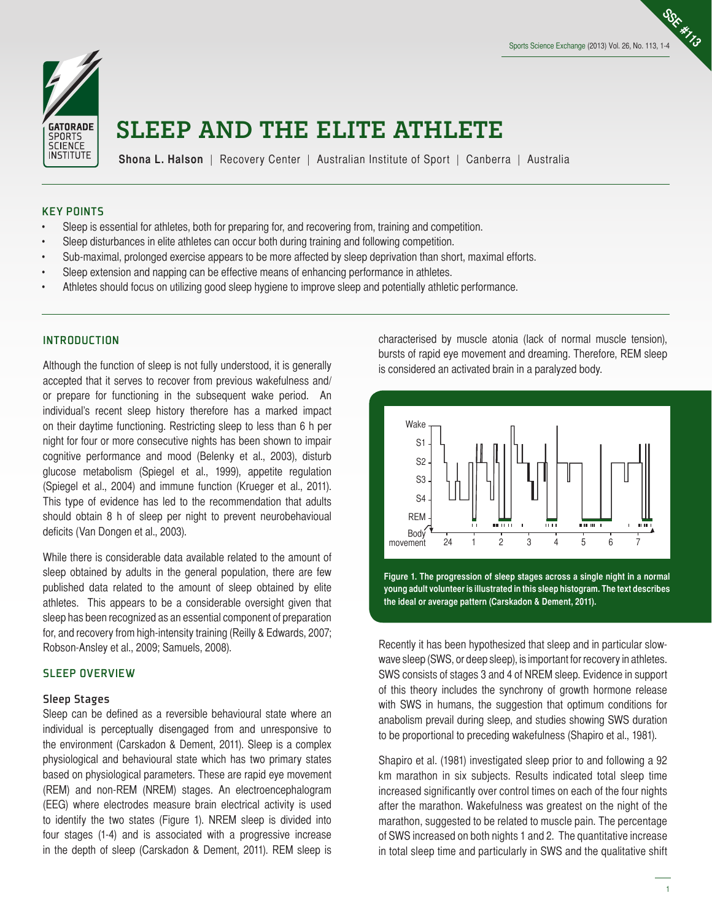# SLEEP AND THE ELITE ATHLETE

**Shona L. Halson** | Recovery Center | Australian Institute of Sport | Canberra | Australia

## KEY POINTS

- Sleep is essential for athletes, both for preparing for, and recovering from, training and competition.
- Sleep disturbances in elite athletes can occur both during training and following competition.
- Sub-maximal, prolonged exercise appears to be more affected by sleep deprivation than short, maximal efforts.
- Sleep extension and napping can be effective means of enhancing performance in athletes.
- Athletes should focus on utilizing good sleep hygiene to improve sleep and potentially athletic performance.

## INTRODUCTION

Although the function of sleep is not fully understood, it is generally accepted that it serves to recover from previous wakefulness and/or prepare for functioning in the subsequent wake period. An individual's recent sleep history therefore has a marked impact on their daytime functioning. Restricting sleep to less than 6 h per night for four or more consecutive nights has been shown to impair cognitive performance and mood (Belenky et al., 2003), disturb glucose metabolism (Spiegel et al., 1999), appetite regulation (Spiegel et al., 2004) and immune function (Krueger et al., 2011). This type of evidence has led to the recommendation that adults should obtain 8 h of sleep per night to prevent neurobehavioual deficits (Van Dongen et al., 2003).

While there is considerable data available related to the amount of sleep obtained by adults in the general population, there are few published data related to the amount of sleep obtained by elite athletes. This appears to be a considerable oversight given that sleep has been recognized as an essential component of preparation for, and recovery from high-intensity training (Reilly & Edwards, 2007; Robson-Ansley et al., 2009; Samuels, 2008).

## SLEEP OVERVIEW

### Sleep Stages

Sleep can be defined as a reversible behavioural state where an individual is perceptually disengaged from and unresponsive to the environment (Carskadon & Dement, 2011). Sleep is a complex physiological and behavioural state which has two primary states based on physiological parameters. These are rapid eye movement (REM) and non-REM (NREM) stages. An electroencephalogram (EEG) where electrodes measure brain electrical activity is used to identify the two states (Figure 1). NREM sleep is divided into four stages (1-4) and is associated with a progressive increase in the depth of sleep (Carskadon & Dement, 2011). REM sleep is characterised by muscle atonia (lack of normal muscle tension), bursts of rapid eye movement and dreaming. Therefore, REM sleep is considered an activated brain in a paralyzed body.

**Figure 1. The progression of sleep stages across a single night in a normal young adult volunteer is illustrated in this sleep histogram. The text describes the ideal or average pattern (Carskadon & Dement, 2011).**

Recently it has been hypothesized that sleep and in particular slow-wave sleep (SWS, or deep sleep), is important for recovery in athletes. SWS consists of stages 3 and 4 of NREM sleep. Evidence in support of this theory includes the synchrony of growth hormone release with SWS in humans, the suggestion that optimum conditions for anabolism prevail during sleep, and studies showing SWS duration to be proportional to preceding wakefulness (Shapiro et al., 1981).

Shapiro et al. (1981) investigated sleep prior to and following a 92 km marathon in six subjects. Results indicated total sleep time increased significantly over control times on each of the four nights after the marathon. Wakefulness was greatest on the night of the marathon, suggested to be related to muscle pain. The percentage of SWS increased on both nights 1 and 2. The quantitative increase in total sleep time and particularly in SWS and the qualitative shift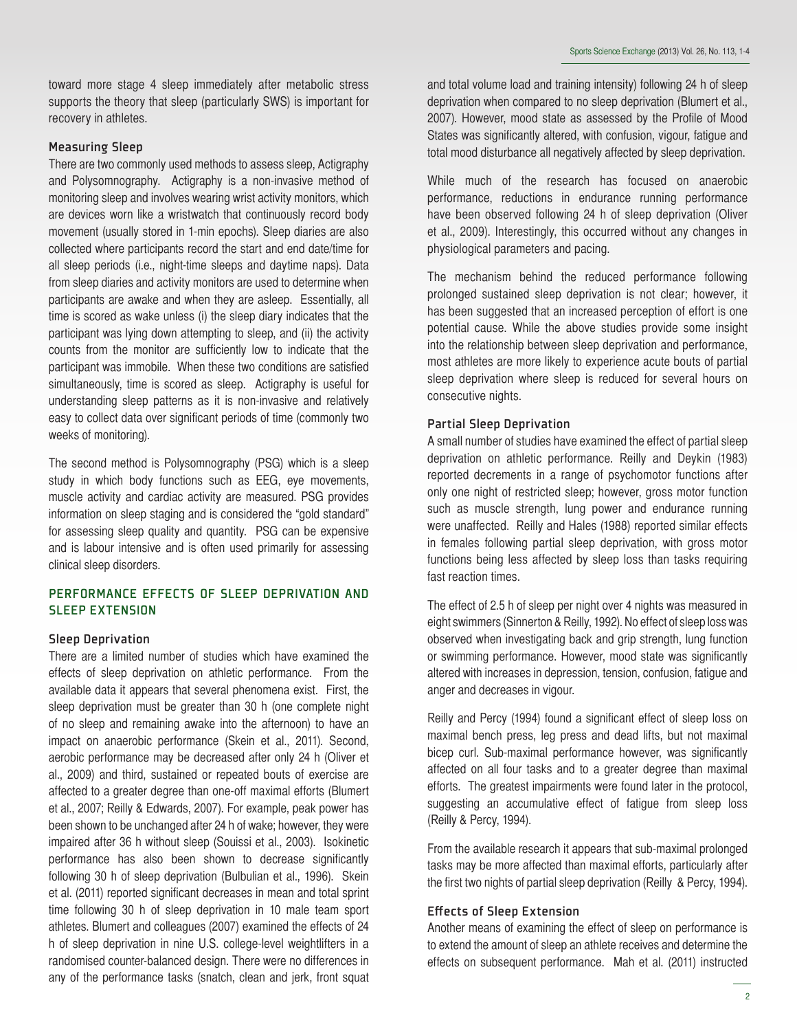toward more stage 4 sleep immediately after metabolic stress supports the theory that sleep (particularly SWS) is important for recovery in athletes.

### Measuring Sleep

There are two commonly used methods to assess sleep, Actigraphy and Polysomnography. Actigraphy is a non-invasive method of monitoring sleep and involves wearing wrist activity monitors, which are devices worn like a wristwatch that continuously record body movement (usually stored in 1-min epochs). Sleep diaries are also collected where participants record the start and end date/time for all sleep periods (i.e., night-time sleeps and daytime naps). Data from sleep diaries and activity monitors are used to determine when participants are awake and when they are asleep. Essentially, all time is scored as wake unless (i) the sleep diary indicates that the participant was lying down attempting to sleep, and (ii) the activity counts from the monitor are sufficiently low to indicate that the participant was immobile. When these two conditions are satisfied simultaneously, time is scored as sleep. Actigraphy is useful for understanding sleep patterns as it is non-invasive and relatively easy to collect data over significant periods of time (commonly two weeks of monitoring).

The second method is Polysomnography (PSG) which is a sleep study in which body functions such as EEG, eye movements, muscle activity and cardiac activity are measured. PSG provides information on sleep staging and is considered the "gold standard" for assessing sleep quality and quantity. PSG can be expensive and is labour intensive and is often used primarily for assessing clinical sleep disorders.

## PERFORMANCE EFFECTS OF SLEEP DEPRIVATION AND SLEEP EXTENSION

### Sleep Deprivation

There are a limited number of studies which have examined the effects of sleep deprivation on athletic performance. From the available data it appears that several phenomena exist. First, the sleep deprivation must be greater than 30 h (one complete night of no sleep and remaining awake into the afternoon) to have an impact on anaerobic performance (Skein et al., 2011). Second, aerobic performance may be decreased after only 24 h (Oliver et al., 2009) and third, sustained or repeated bouts of exercise are affected to a greater degree than one-off maximal efforts (Blumert et al., 2007; Reilly & Edwards, 2007). For example, peak power has been shown to be unchanged after 24 h of wake; however, they were impaired after 36 h without sleep (Souissi et al., 2003). Isokinetic performance has also been shown to decrease significantly following 30 h of sleep deprivation (Bulbulian et al., 1996). Skein et al. (2011) reported significant decreases in mean and total sprint time following 30 h of sleep deprivation in 10 male team sport athletes. Blumert and colleagues (2007) examined the effects of 24 h of sleep deprivation in nine U.S. college-level weightlifters in a randomised counter-balanced design. There were no differences in any of the performance tasks (snatch, clean and jerk, front squat and total volume load and training intensity) following 24 h of sleep deprivation when compared to no sleep deprivation (Blumert et al., 2007). However, mood state as assessed by the Profile of Mood States was significantly altered, with confusion, vigour, fatigue and total mood disturbance all negatively affected by sleep deprivation.

While much of the research has focused on anaerobic performance, reductions in endurance running performance have been observed following 24 h of sleep deprivation (Oliver et al., 2009). Interestingly, this occurred without any changes in physiological parameters and pacing.

The mechanism behind the reduced performance following prolonged sustained sleep deprivation is not clear; however, it has been suggested that an increased perception of effort is one potential cause. While the above studies provide some insight into the relationship between sleep deprivation and performance, most athletes are more likely to experience acute bouts of partial sleep deprivation where sleep is reduced for several hours on consecutive nights.

### Partial Sleep Deprivation

A small number of studies have examined the effect of partial sleep deprivation on athletic performance. Reilly and Deykin (1983) reported decrements in a range of psychomotor functions after only one night of restricted sleep; however, gross motor function such as muscle strength, lung power and endurance running were unaffected. Reilly and Hales (1988) reported similar effects in females following partial sleep deprivation, with gross motor functions being less affected by sleep loss than tasks requiring fast reaction times.

The effect of 2.5 h of sleep per night over 4 nights was measured in eight swimmers (Sinnerton & Reilly, 1992). No effect of sleep loss was observed when investigating back and grip strength, lung function or swimming performance. However, mood state was significantly altered with increases in depression, tension, confusion, fatigue and anger and decreases in vigour.

Reilly and Percy (1994) found a significant effect of sleep loss on maximal bench press, leg press and dead lifts, but not maximal bicep curl. Sub-maximal performance however, was significantly affected on all four tasks and to a greater degree than maximal efforts. The greatest impairments were found later in the protocol, suggesting an accumulative effect of fatigue from sleep loss (Reilly & Percy, 1994).

From the available research it appears that sub-maximal prolonged tasks may be more affected than maximal efforts, particularly after the first two nights of partial sleep deprivation (Reilly & Percy, 1994).

### Effects of Sleep Extension

Another means of examining the effect of sleep on performance is to extend the amount of sleep an athlete receives and determine the effects on subsequent performance. Mah et al. (2011) instructed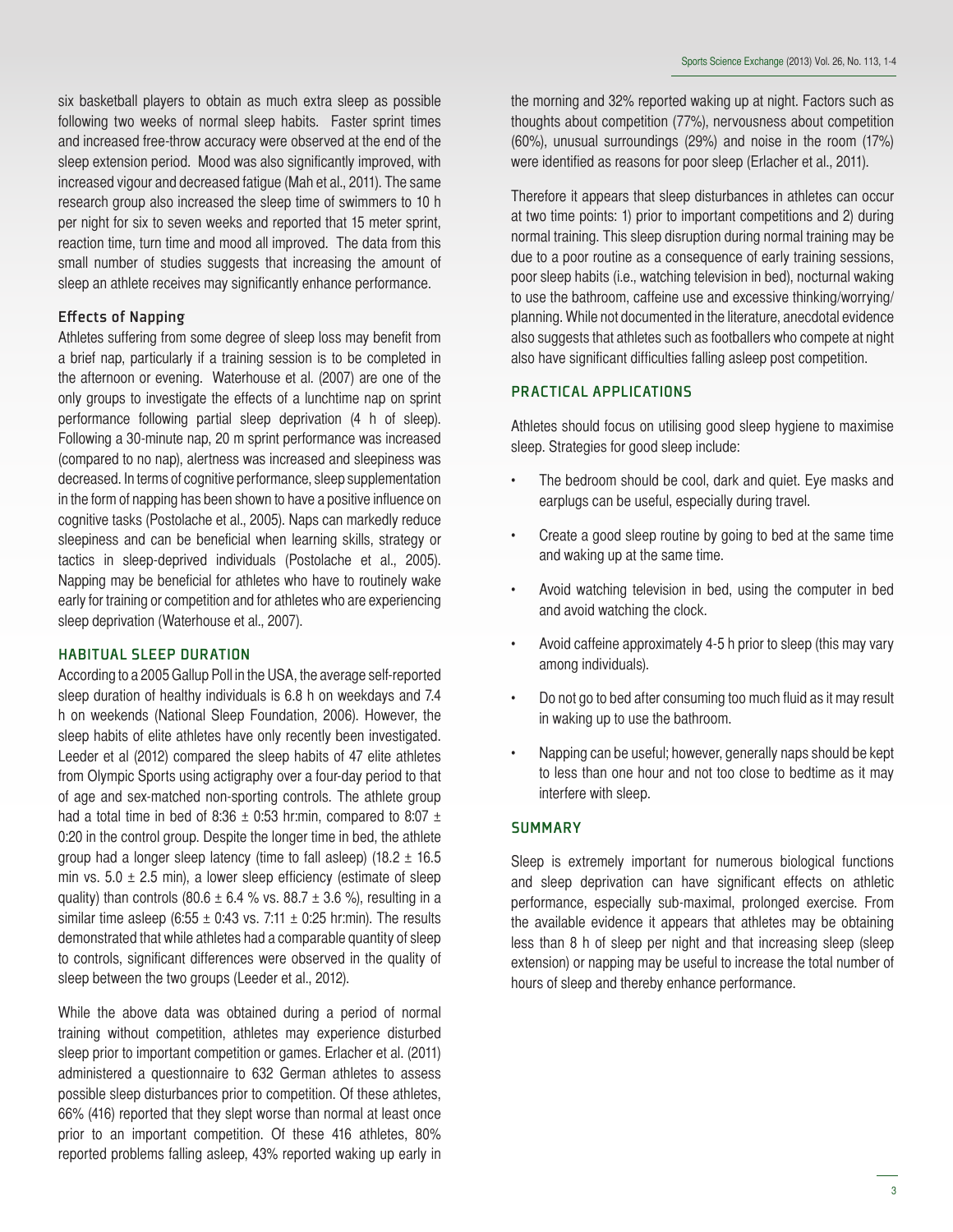six basketball players to obtain as much extra sleep as possible following two weeks of normal sleep habits. Faster sprint times and increased free-throw accuracy were observed at the end of the sleep extension period. Mood was also significantly improved, with increased vigour and decreased fatigue (Mah et al., 2011). The same research group also increased the sleep time of swimmers to 10 h per night for six to seven weeks and reported that 15 meter sprint, reaction time, turn time and mood all improved. The data from this small number of studies suggests that increasing the amount of sleep an athlete receives may significantly enhance performance.

### Effects of Napping

Athletes suffering from some degree of sleep loss may benefit from a brief nap, particularly if a training session is to be completed in the afternoon or evening. Waterhouse et al. (2007) are one of the only groups to investigate the effects of a lunchtime nap on sprint performance following partial sleep deprivation (4 h of sleep). Following a 30-minute nap, 20 m sprint performance was increased (compared to no nap), alertness was increased and sleepiness was decreased. In terms of cognitive performance, sleep supplementation in the form of napping has been shown to have a positive influence on cognitive tasks (Postolache et al., 2005). Naps can markedly reduce sleepiness and can be beneficial when learning skills, strategy or tactics in sleep-deprived individuals (Postolache et al., 2005). Napping may be beneficial for athletes who have to routinely wake early for training or competition and for athletes who are experiencing sleep deprivation (Waterhouse et al., 2007).

## HABITUAL SLEEP DURATION

According to a 2005 Gallup Poll in the USA, the average self-reported sleep duration of healthy individuals is 6.8 h on weekdays and 7.4 h on weekends (National Sleep Foundation, 2006). However, the sleep habits of elite athletes have only recently been investigated. Leeder et al (2012) compared the sleep habits of 47 elite athletes from Olympic Sports using actigraphy over a four-day period to that of age and sex-matched non-sporting controls. The athlete group had a total time in bed of 8:36 ± 0:53 hr:min, compared to 8:07 ± 0:20 in the control group. Despite the longer time in bed, the athlete group had a longer sleep latency (time to fall asleep) (18.2 ± 16.5 min vs. 5.0 ± 2.5 min), a lower sleep efficiency (estimate of sleep quality) than controls (80.6 ± 6.4 % vs. 88.7 ± 3.6 %), resulting in a similar time asleep (6:55 ± 0:43 vs. 7:11 ± 0:25 hr:min). The results demonstrated that while athletes had a comparable quantity of sleep to controls, significant differences were observed in the quality of sleep between the two groups (Leeder et al., 2012).

While the above data was obtained during a period of normal training without competition, athletes may experience disturbed sleep prior to important competition or games. Erlacher et al. (2011) administered a questionnaire to 632 German athletes to assess possible sleep disturbances prior to competition. Of these athletes, 66% (416) reported that they slept worse than normal at least once prior to an important competition. Of these 416 athletes, 80% reported problems falling asleep, 43% reported waking up early in the morning and 32% reported waking up at night. Factors such as thoughts about competition (77%), nervousness about competition (60%), unusual surroundings (29%) and noise in the room (17%) were identified as reasons for poor sleep (Erlacher et al., 2011).

Therefore it appears that sleep disturbances in athletes can occur at two time points: 1) prior to important competitions and 2) during normal training. This sleep disruption during normal training may be due to a poor routine as a consequence of early training sessions, poor sleep habits (i.e., watching television in bed), nocturnal waking to use the bathroom, caffeine use and excessive thinking/worrying/planning. While not documented in the literature, anecdotal evidence also suggests that athletes such as footballers who compete at night also have significant difficulties falling asleep post competition.

## PRACTICAL APPLICATIONS

Athletes should focus on utilising good sleep hygiene to maximise sleep. Strategies for good sleep include:

- The bedroom should be cool, dark and quiet. Eye masks and earplugs can be useful, especially during travel.
- Create a good sleep routine by going to bed at the same time and waking up at the same time.
- Avoid watching television in bed, using the computer in bed and avoid watching the clock.
- Avoid caffeine approximately 4-5 h prior to sleep (this may vary among individuals).
- Do not go to bed after consuming too much fluid as it may result in waking up to use the bathroom.
- Napping can be useful; however, generally naps should be kept to less than one hour and not too close to bedtime as it may interfere with sleep.

## SUMMARY

Sleep is extremely important for numerous biological functions and sleep deprivation can have significant effects on athletic performance, especially sub-maximal, prolonged exercise. From the available evidence it appears that athletes may be obtaining less than 8 h of sleep per night and that increasing sleep (sleep extension) or napping may be useful to increase the total number of hours of sleep and thereby enhance performance.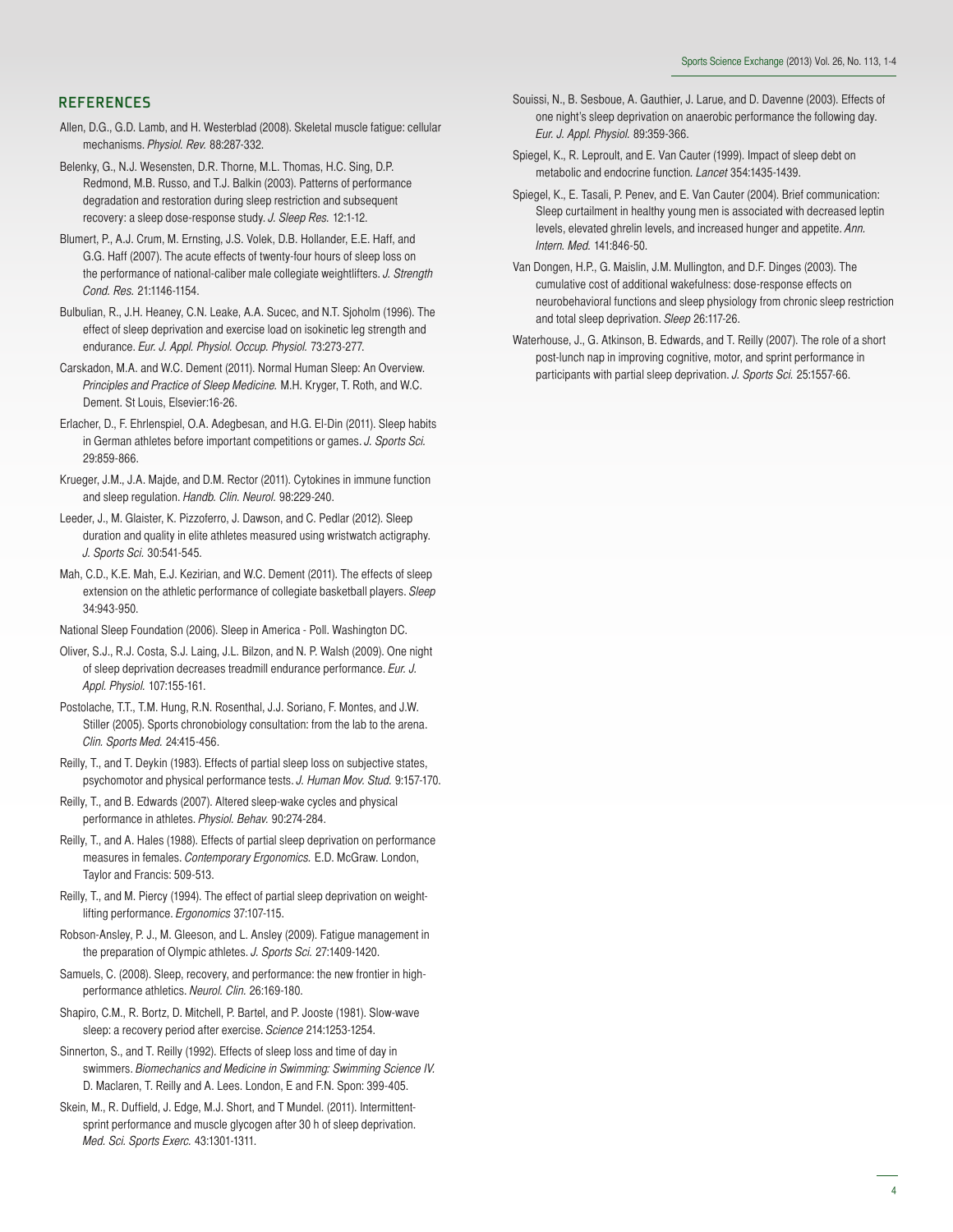## REFERENCES

Allen, D.G., G.D. Lamb, and H. Westerblad (2008). Skeletal muscle fatigue: cellular mechanisms. *Physiol. Rev.* 88:287-332.

Belenky, G., N.J. Wesensten, D.R. Thorne, M.L. Thomas, H.C. Sing, D.P. Redmond, M.B. Russo, and T.J. Balkin (2003). Patterns of performance degradation and restoration during sleep restriction and subsequent recovery: a sleep dose-response study. *J. Sleep Res.* 12:1-12.

Blumert, P., A.J. Crum, M. Ernsting, J.S. Volek, D.B. Hollander, E.E. Haff, and G.G. Haff (2007). The acute effects of twenty-four hours of sleep loss on the performance of national-caliber male collegiate weightlifters. *J. Strength Cond. Res.* 21:1146-1154.

Bulbulian, R., J.H. Heaney, C.N. Leake, A.A. Sucec, and N.T. Sjoholm (1996). The effect of sleep deprivation and exercise load on isokinetic leg strength and endurance. *Eur. J. Appl. Physiol. Occup. Physiol.* 73:273-277.

Carskadon, M.A. and W.C. Dement (2011). Normal Human Sleep: An Overview. *Principles and Practice of Sleep Medicine.* M.H. Kryger, T. Roth, and W.C. Dement. St Louis, Elsevier:16-26.

Erlacher, D., F. Ehrlenspiel, O.A. Adegbesan, and H.G. El-Din (2011). Sleep habits in German athletes before important competitions or games. *J. Sports Sci.* 29:859-866.

Krueger, J.M., J.A. Majde, and D.M. Rector (2011). Cytokines in immune function and sleep regulation. *Handb. Clin. Neurol.* 98:229-240.

Leeder, J., M. Glaister, K. Pizzoferro, J. Dawson, and C. Pedlar (2012). Sleep duration and quality in elite athletes measured using wristwatch actigraphy. *J. Sports Sci.* 30:541-545.

Mah, C.D., K.E. Mah, E.J. Kezirian, and W.C. Dement (2011). The effects of sleep extension on the athletic performance of collegiate basketball players. *Sleep* 34:943-950.

National Sleep Foundation (2006). Sleep in America - Poll. Washington DC.

Oliver, S.J., R.J. Costa, S.J. Laing, J.L. Bilzon, and N. P. Walsh (2009). One night of sleep deprivation decreases treadmill endurance performance. *Eur. J. Appl. Physiol.* 107:155-161.

Postolache, T.T., T.M. Hung, R.N. Rosenthal, J.J. Soriano, F. Montes, and J.W. Stiller (2005). Sports chronobiology consultation: from the lab to the arena. *Clin. Sports Med.* 24:415-456.

Reilly, T., and T. Deykin (1983). Effects of partial sleep loss on subjective states, psychomotor and physical performance tests. *J. Human Mov. Stud.* 9:157-170.

Reilly, T., and B. Edwards (2007). Altered sleep-wake cycles and physical performance in athletes. *Physiol. Behav.* 90:274-284.

Reilly, T., and A. Hales (1988). Effects of partial sleep deprivation on performance measures in females. *Contemporary Ergonomics.* E.D. McGraw. London, Taylor and Francis: 509-513.

Reilly, T., and M. Piercy (1994). The effect of partial sleep deprivation on weight-lifting performance. *Ergonomics* 37:107-115.

Robson-Ansley, P. J., M. Gleeson, and L. Ansley (2009). Fatigue management in the preparation of Olympic athletes. *J. Sports Sci.* 27:1409-1420.

Samuels, C. (2008). Sleep, recovery, and performance: the new frontier in high-performance athletics. *Neurol. Clin.* 26:169-180.

Shapiro, C.M., R. Bortz, D. Mitchell, P. Bartel, and P. Jooste (1981). Slow-wave sleep: a recovery period after exercise. *Science* 214:1253-1254.

Sinnerton, S., and T. Reilly (1992). Effects of sleep loss and time of day in swimmers. *Biomechanics and Medicine in Swimming: Swimming Science IV.* D. Maclaren, T. Reilly and A. Lees. London, E and F.N. Spon: 399-405.

Skein, M., R. Duffield, J. Edge, M.J. Short, and T Mundel. (2011). Intermittent-sprint performance and muscle glycogen after 30 h of sleep deprivation. *Med. Sci. Sports Exerc.* 43:1301-1311.

Souissi, N., B. Sesboue, A. Gauthier, J. Larue, and D. Davenne (2003). Effects of one night's sleep deprivation on anaerobic performance the following day. *Eur. J. Appl. Physiol.* 89:359-366.

Spiegel, K., R. Leproult, and E. Van Cauter (1999). Impact of sleep debt on metabolic and endocrine function. *Lancet* 354:1435-1439.

Spiegel, K., E. Tasali, P. Penev, and E. Van Cauter (2004). Brief communication: Sleep curtailment in healthy young men is associated with decreased leptin levels, elevated ghrelin levels, and increased hunger and appetite. *Ann. Intern. Med.* 141:846-50.

Van Dongen, H.P., G. Maislin, J.M. Mullington, and D.F. Dinges (2003). The cumulative cost of additional wakefulness: dose-response effects on neurobehavioral functions and sleep physiology from chronic sleep restriction and total sleep deprivation. *Sleep* 26:117-26.

Waterhouse, J., G. Atkinson, B. Edwards, and T. Reilly (2007). The role of a short post-lunch nap in improving cognitive, motor, and sprint performance in participants with partial sleep deprivation. *J. Sports Sci.* 25:1557-66.